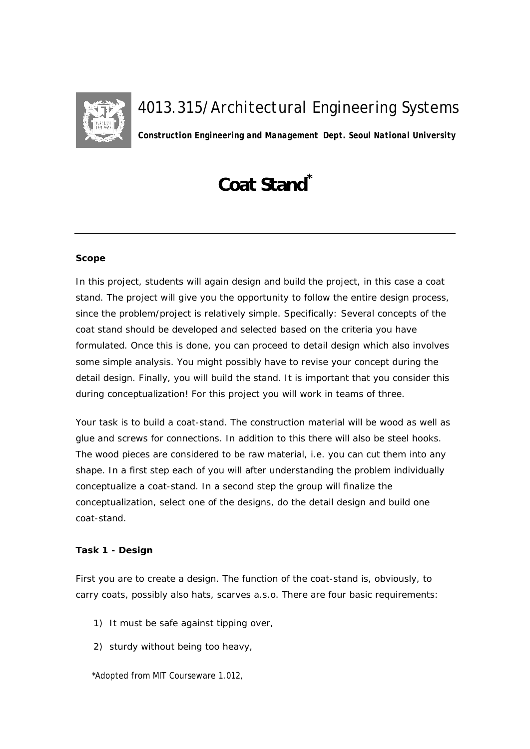# 4013.315/Architectural Engineering Systems

***Construction Engineering and Management Dept. Seoul National University***

## Coat Stand*

---

**Scope**

In this project, students will again design and build the project, in this case a coat stand. The project will give you the opportunity to follow the entire design process, since the problem/project is relatively simple. Specifically: Several concepts of the coat stand should be developed and selected based on the criteria you have formulated. Once this is done, you can proceed to detail design which also involves some simple analysis. You might possibly have to revise your concept during the detail design. Finally, you will build the stand. It is important that you consider this during conceptualization! For this project you will work in teams of three.

Your task is to build a coat-stand. The construction material will be wood as well as glue and screws for connections. In addition to this there will also be steel hooks. The wood pieces are considered to be raw material, i.e. you can cut them into any shape. In a first step each of you will after understanding the problem individually conceptualize a coat-stand. In a second step the group will finalize the conceptualization, select one of the designs, do the detail design and build one coat-stand.

**Task 1 - Design**

First you are to create a design. The function of the coat-stand is, obviously, to carry coats, possibly also hats, scarves a.s.o. There are four basic requirements:

1) It must be safe against tipping over,
2) sturdy without being too heavy,

*Adopted from MIT Courseware 1.012,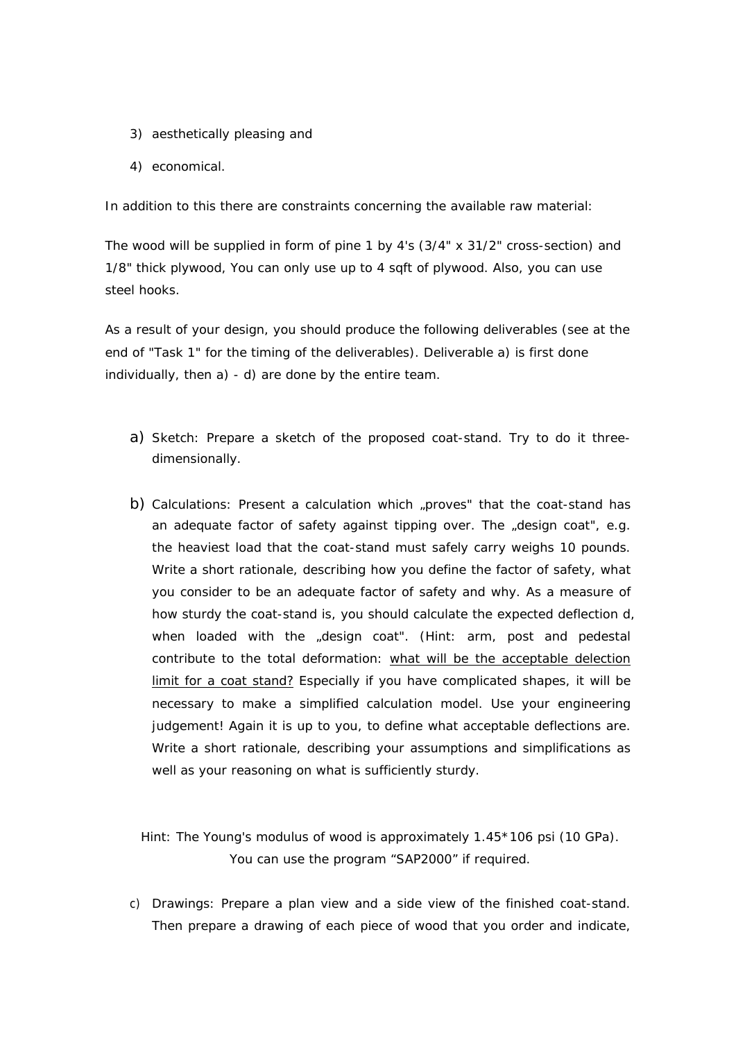3) aesthetically pleasing and

4) economical.

In addition to this there are constraints concerning the available raw material:

The wood will be supplied in form of pine 1 by 4's (3/4" x 31/2" cross-section) and 1/8" thick plywood, You can only use up to 4 sqft of plywood. Also, you can use steel hooks.

As a result of your design, you should produce the following deliverables (see at the end of "Task 1" for the timing of the deliverables). Deliverable a) is first done individually, then a) - d) are done by the entire team.

a) Sketch: Prepare a sketch of the proposed coat-stand. Try to do it three-dimensionally.

b) Calculations: Present a calculation which „proves" that the coat-stand has an adequate factor of safety against tipping over. The „design coat", e.g. the heaviest load that the coat-stand must safely carry weighs 10 pounds. Write a short rationale, describing how you define the factor of safety, what you consider to be an adequate factor of safety and why. As a measure of how sturdy the coat-stand is, you should calculate the expected deflection d, when loaded with the „design coat". (Hint: arm, post and pedestal contribute to the total deformation: <u>what will be the acceptable delection limit for a coat stand?</u> Especially if you have complicated shapes, it will be necessary to make a simplified calculation model. Use your engineering judgement! Again it is up to you, to define what acceptable deflections are. Write a short rationale, describing your assumptions and simplifications as well as your reasoning on what is sufficiently sturdy.

Hint: The Young's modulus of wood is approximately 1.45*106 psi (10 GPa). You can use the program "SAP2000" if required.

c) Drawings: Prepare a plan view and a side view of the finished coat-stand. Then prepare a drawing of each piece of wood that you order and indicate,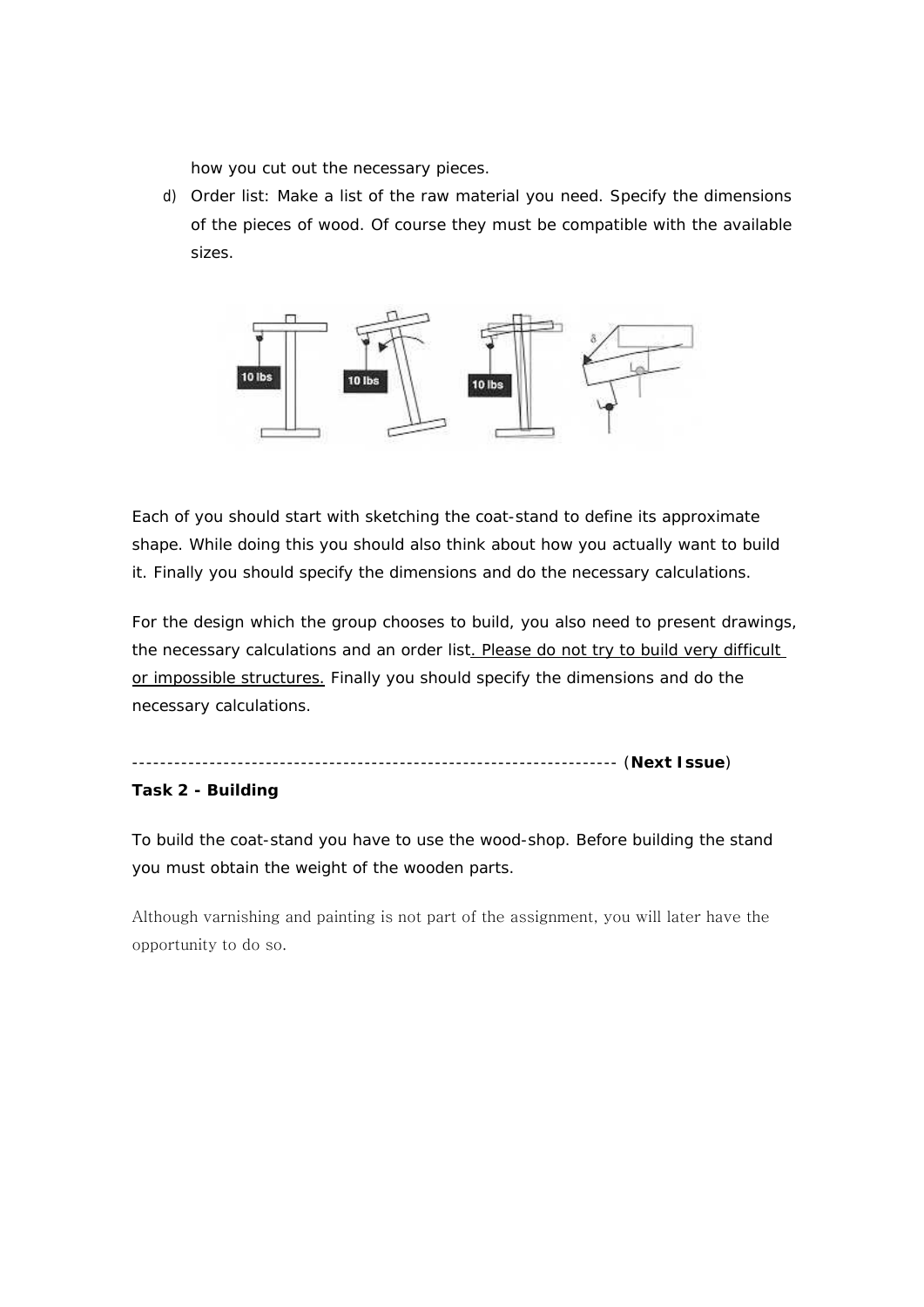how you cut out the necessary pieces.

d) Order list: Make a list of the raw material you need. Specify the dimensions of the pieces of wood. Of course they must be compatible with the available sizes.

10 lbs

10 lbs

10 lbs

δ

Each of you should start with sketching the coat-stand to define its approximate shape. While doing this you should also think about how you actually want to build it. Finally you should specify the dimensions and do the necessary calculations.

For the design which the group chooses to build, you also need to present drawings, the necessary calculations and an order list. Please do not try to build very difficult or impossible structures. Finally you should specify the dimensions and do the necessary calculations.

-------------------------------------------------------------------- (**Next Issue**)

**Task 2 - Building**

To build the coat-stand you have to use the wood-shop. Before building the stand you must obtain the weight of the wooden parts.

Although varnishing and painting is not part of the assignment, you will later have the opportunity to do so.